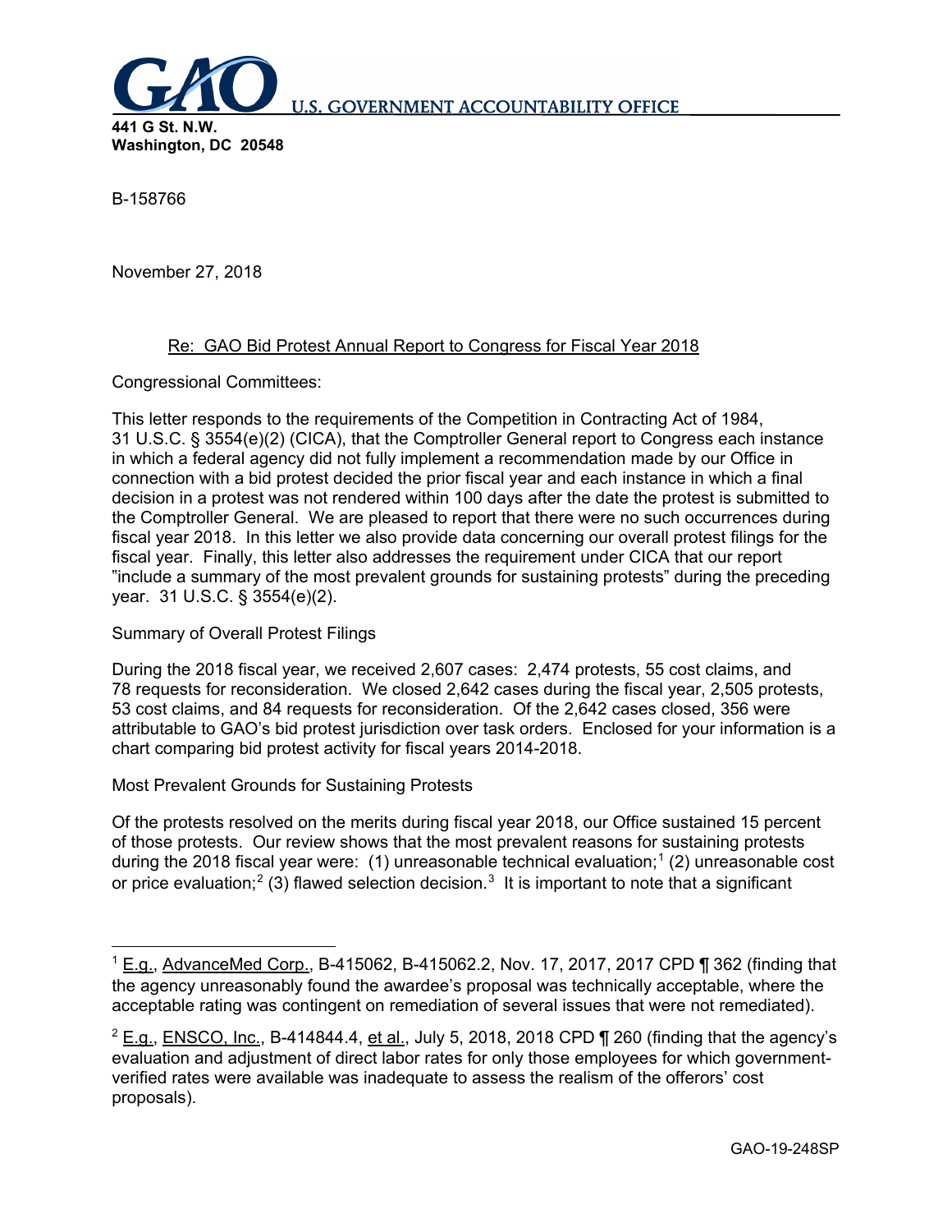**U.S. GOVERNMENT ACCOUNTABILITY OFFICE**

**441 G St. N.W.**
**Washington, DC 20548**

B-158766

November 27, 2018

Re: GAO Bid Protest Annual Report to Congress for Fiscal Year 2018

Congressional Committees:

This letter responds to the requirements of the Competition in Contracting Act of 1984, 31 U.S.C. § 3554(e)(2) (CICA), that the Comptroller General report to Congress each instance in which a federal agency did not fully implement a recommendation made by our Office in connection with a bid protest decided the prior fiscal year and each instance in which a final decision in a protest was not rendered within 100 days after the date the protest is submitted to the Comptroller General. We are pleased to report that there were no such occurrences during fiscal year 2018. In this letter we also provide data concerning our overall protest filings for the fiscal year. Finally, this letter also addresses the requirement under CICA that our report "include a summary of the most prevalent grounds for sustaining protests" during the preceding year. 31 U.S.C. § 3554(e)(2).

Summary of Overall Protest Filings

During the 2018 fiscal year, we received 2,607 cases: 2,474 protests, 55 cost claims, and 78 requests for reconsideration. We closed 2,642 cases during the fiscal year, 2,505 protests, 53 cost claims, and 84 requests for reconsideration. Of the 2,642 cases closed, 356 were attributable to GAO's bid protest jurisdiction over task orders. Enclosed for your information is a chart comparing bid protest activity for fiscal years 2014-2018.

Most Prevalent Grounds for Sustaining Protests

Of the protests resolved on the merits during fiscal year 2018, our Office sustained 15 percent of those protests. Our review shows that the most prevalent reasons for sustaining protests during the 2018 fiscal year were: (1) unreasonable technical evaluation;[1] (2) unreasonable cost or price evaluation;[2] (3) flawed selection decision.[3] It is important to note that a significant

---

[1] E.g., AdvanceMed Corp., B-415062, B-415062.2, Nov. 17, 2017, 2017 CPD ¶ 362 (finding that the agency unreasonably found the awardee's proposal was technically acceptable, where the acceptable rating was contingent on remediation of several issues that were not remediated).

[2] E.g., ENSCO, Inc., B-414844.4, et al., July 5, 2018, 2018 CPD ¶ 260 (finding that the agency's evaluation and adjustment of direct labor rates for only those employees for which government-verified rates were available was inadequate to assess the realism of the offerors' cost proposals).

GAO-19-248SP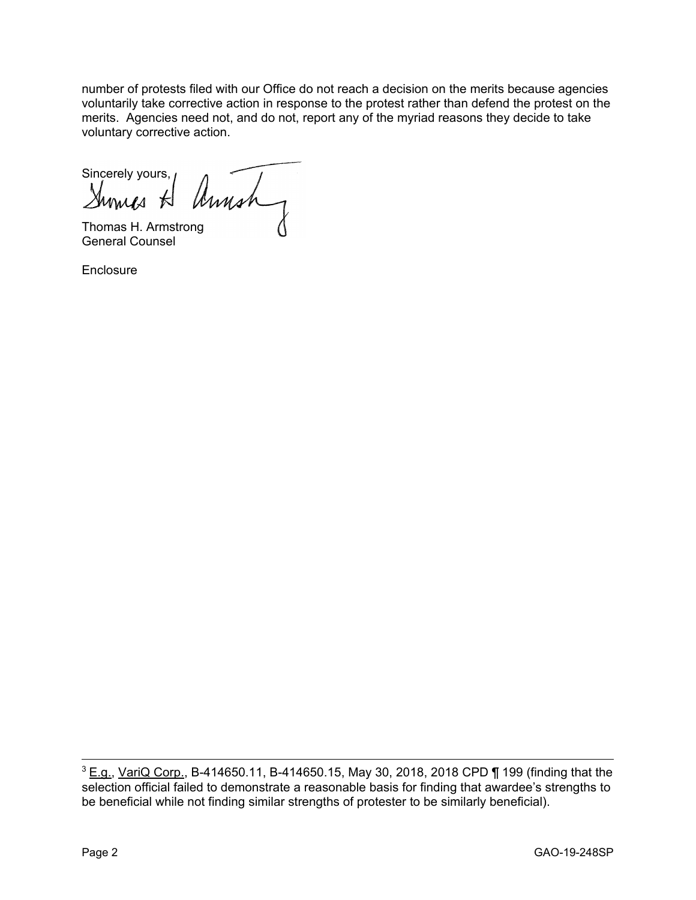number of protests filed with our Office do not reach a decision on the merits because agencies voluntarily take corrective action in response to the protest rather than defend the protest on the merits. Agencies need not, and do not, report any of the myriad reasons they decide to take voluntary corrective action.

Sincerely yours,

Thomas H. Armstrong
General Counsel

Enclosure

---

[3] E.g., VariQ Corp., B-414650.11, B-414650.15, May 30, 2018, 2018 CPD ¶ 199 (finding that the selection official failed to demonstrate a reasonable basis for finding that awardee's strengths to be beneficial while not finding similar strengths of protester to be similarly beneficial).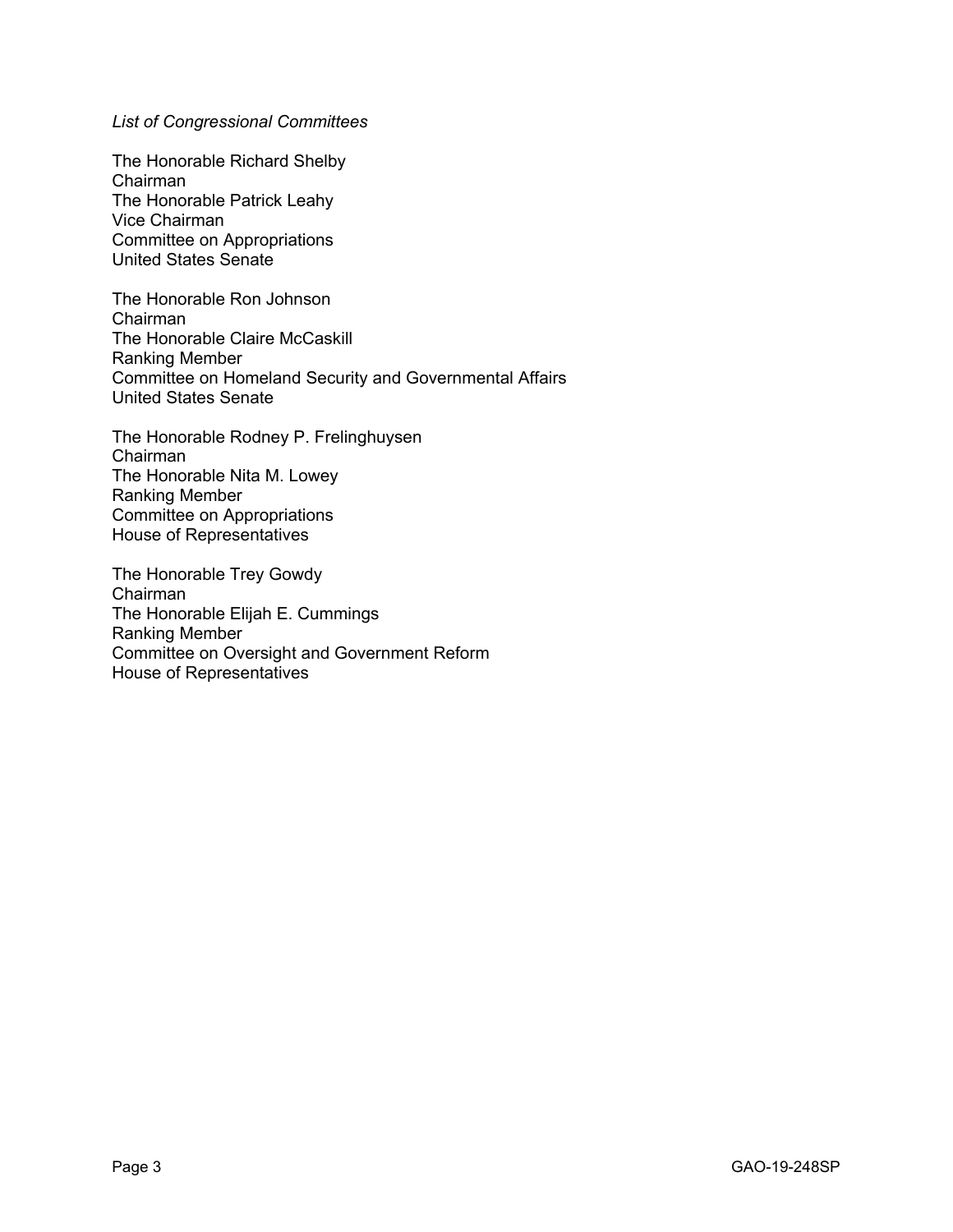*List of Congressional Committees*

The Honorable Richard Shelby
Chairman
The Honorable Patrick Leahy
Vice Chairman
Committee on Appropriations
United States Senate

The Honorable Ron Johnson
Chairman
The Honorable Claire McCaskill
Ranking Member
Committee on Homeland Security and Governmental Affairs
United States Senate

The Honorable Rodney P. Frelinghuysen
Chairman
The Honorable Nita M. Lowey
Ranking Member
Committee on Appropriations
House of Representatives

The Honorable Trey Gowdy
Chairman
The Honorable Elijah E. Cummings
Ranking Member
Committee on Oversight and Government Reform
House of Representatives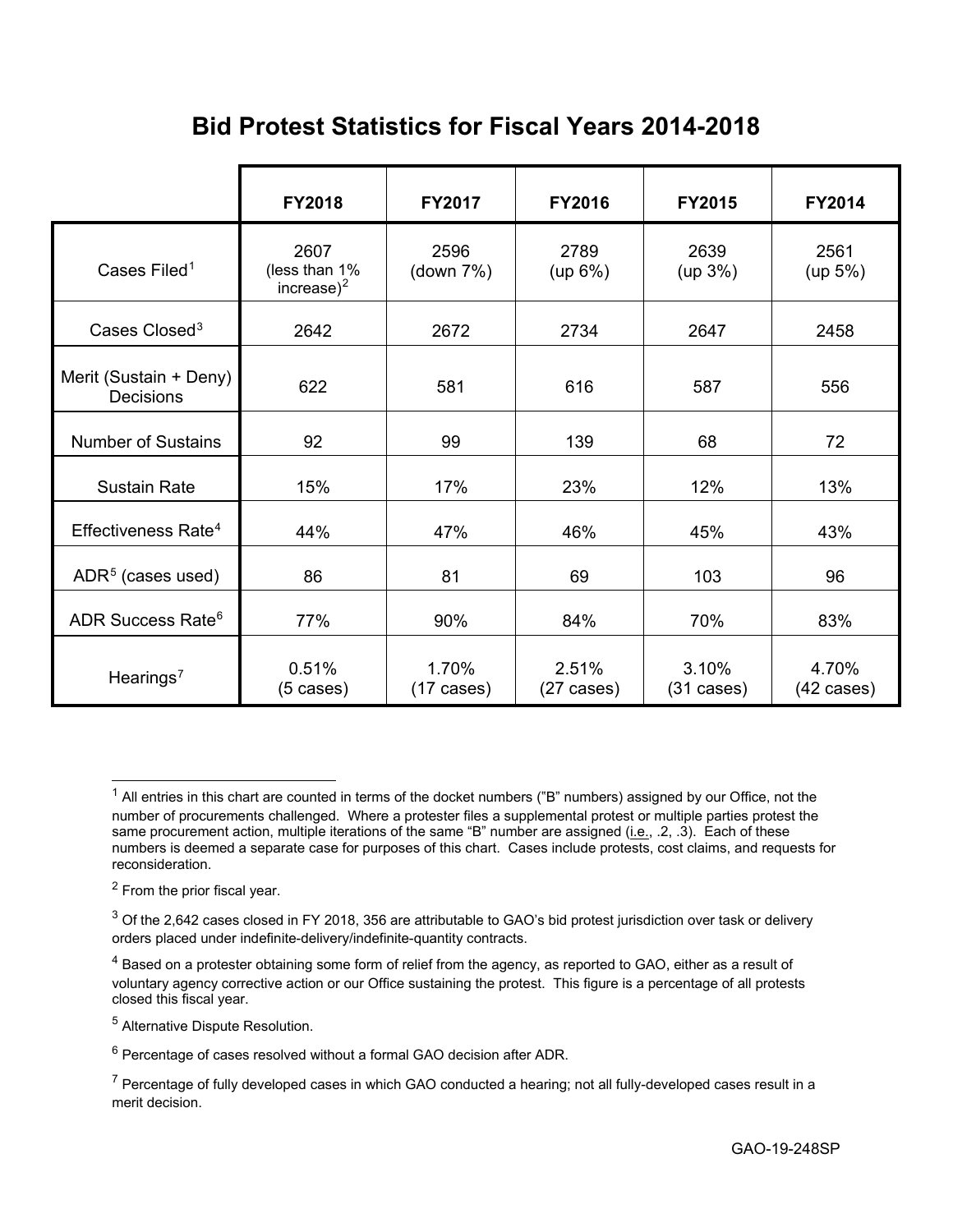# Bid Protest Statistics for Fiscal Years 2014-2018

| | FY2018 | FY2017 | FY2016 | FY2015 | FY2014 |
|---|---|---|---|---|---|
| Cases Filed[1] | 2607 (less than 1% increase)[2] | 2596 (down 7%) | 2789 (up 6%) | 2639 (up 3%) | 2561 (up 5%) |
| Cases Closed[3] | 2642 | 2672 | 2734 | 2647 | 2458 |
| Merit (Sustain + Deny) Decisions | 622 | 581 | 616 | 587 | 556 |
| Number of Sustains | 92 | 99 | 139 | 68 | 72 |
| Sustain Rate | 15% | 17% | 23% | 12% | 13% |
| Effectiveness Rate[4] | 44% | 47% | 46% | 45% | 43% |
| ADR[5] (cases used) | 86 | 81 | 69 | 103 | 96 |
| ADR Success Rate[6] | 77% | 90% | 84% | 70% | 83% |
| Hearings[7] | 0.51% (5 cases) | 1.70% (17 cases) | 2.51% (27 cases) | 3.10% (31 cases) | 4.70% (42 cases) |

[1] All entries in this chart are counted in terms of the docket numbers ("B" numbers) assigned by our Office, not the number of procurements challenged. Where a protester files a supplemental protest or multiple parties protest the same procurement action, multiple iterations of the same "B" number are assigned (i.e., .2, .3). Each of these numbers is deemed a separate case for purposes of this chart. Cases include protests, cost claims, and requests for reconsideration.

[2] From the prior fiscal year.

[3] Of the 2,642 cases closed in FY 2018, 356 are attributable to GAO's bid protest jurisdiction over task or delivery orders placed under indefinite-delivery/indefinite-quantity contracts.

[4] Based on a protester obtaining some form of relief from the agency, as reported to GAO, either as a result of voluntary agency corrective action or our Office sustaining the protest. This figure is a percentage of all protests closed this fiscal year.

[5] Alternative Dispute Resolution.

[6] Percentage of cases resolved without a formal GAO decision after ADR.

[7] Percentage of fully developed cases in which GAO conducted a hearing; not all fully-developed cases result in a merit decision.

GAO-19-248SP